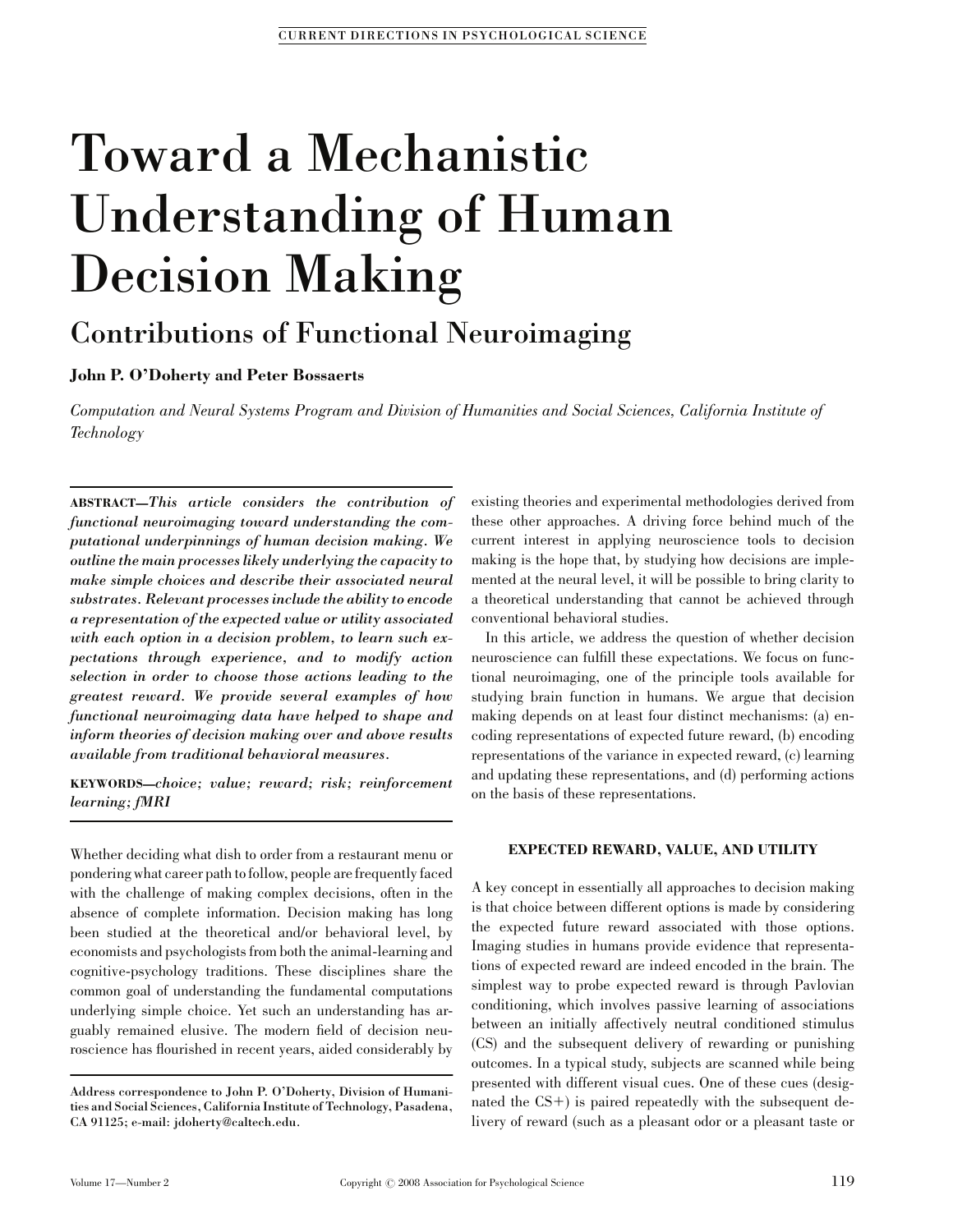# Toward a Mechanistic Understanding of Human Decision Making

## Contributions of Functional Neuroimaging

**John P. O'Doherty and Peter Bossaerts**

*Computation and Neural Systems Program and Division of Humanities and Social Sciences, California Institute of Technology*

**ABSTRACT**—***This article considers the contribution of functional neuroimaging toward understanding the computational underpinnings of human decision making. We outline the main processes likely underlying the capacity to make simple choices and describe their associated neural substrates. Relevant processes include the ability to encode a representation of the expected value or utility associated with each option in a decision problem, to learn such expectations through experience, and to modify action selection in order to choose those actions leading to the greatest reward. We provide several examples of how functional neuroimaging data have helped to shape and inform theories of decision making over and above results available from traditional behavioral measures.***

**KEYWORDS**—*choice; value; reward; risk; reinforcement learning; fMRI*

Whether deciding what dish to order from a restaurant menu or pondering what career path to follow, people are frequently faced with the challenge of making complex decisions, often in the absence of complete information. Decision making has long been studied at the theoretical and/or behavioral level, by economists and psychologists from both the animal-learning and cognitive-psychology traditions. These disciplines share the common goal of understanding the fundamental computations underlying simple choice. Yet such an understanding has arguably remained elusive. The modern field of decision neuroscience has flourished in recent years, aided considerably by existing theories and experimental methodologies derived from these other approaches. A driving force behind much of the current interest in applying neuroscience tools to decision making is the hope that, by studying how decisions are implemented at the neural level, it will be possible to bring clarity to a theoretical understanding that cannot be achieved through conventional behavioral studies.

In this article, we address the question of whether decision neuroscience can fulfill these expectations. We focus on functional neuroimaging, one of the principle tools available for studying brain function in humans. We argue that decision making depends on at least four distinct mechanisms: (a) encoding representations of expected future reward, (b) encoding representations of the variance in expected reward, (c) learning and updating these representations, and (d) performing actions on the basis of these representations.

### EXPECTED REWARD, VALUE, AND UTILITY

A key concept in essentially all approaches to decision making is that choice between different options is made by considering the expected future reward associated with those options. Imaging studies in humans provide evidence that representations of expected reward are indeed encoded in the brain. The simplest way to probe expected reward is through Pavlovian conditioning, which involves passive learning of associations between an initially affectively neutral conditioned stimulus (CS) and the subsequent delivery of rewarding or punishing outcomes. In a typical study, subjects are scanned while being presented with different visual cues. One of these cues (designated the CS+) is paired repeatedly with the subsequent delivery of reward (such as a pleasant odor or a pleasant taste or

Address correspondence to John P. O'Doherty, Division of Humanities and Social Sciences, California Institute of Technology, Pasadena, CA 91125; e-mail: jdoherty@caltech.edu.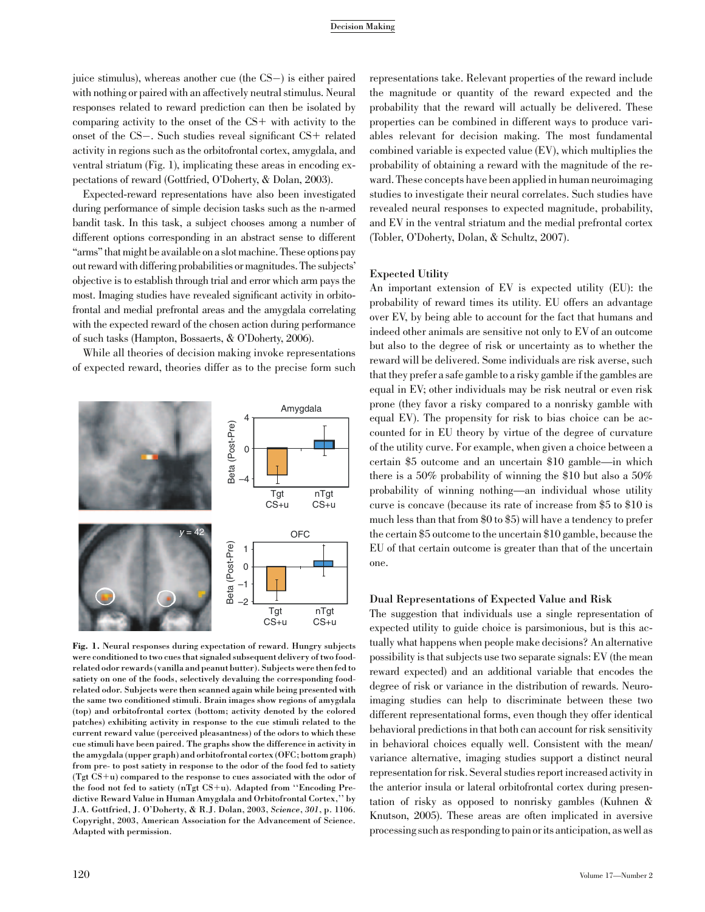juice stimulus), whereas another cue (the CS−) is either paired with nothing or paired with an affectively neutral stimulus. Neural responses related to reward prediction can then be isolated by comparing activity to the onset of the CS+ with activity to the onset of the CS−. Such studies reveal significant CS+ related activity in regions such as the orbitofrontal cortex, amygdala, and ventral striatum (Fig. 1), implicating these areas in encoding expectations of reward (Gottfried, O'Doherty, & Dolan, 2003).

Expected-reward representations have also been investigated during performance of simple decision tasks such as the n-armed bandit task. In this task, a subject chooses among a number of different options corresponding in an abstract sense to different "arms" that might be available on a slot machine. These options pay out reward with differing probabilities or magnitudes. The subjects' objective is to establish through trial and error which arm pays the most. Imaging studies have revealed significant activity in orbitofrontal and medial prefrontal areas and the amygdala correlating with the expected reward of the chosen action during performance of such tasks (Hampton, Bossaerts, & O'Doherty, 2006).

While all theories of decision making invoke representations of expected reward, theories differ as to the precise form such representations take. Relevant properties of the reward include the magnitude or quantity of the reward expected and the probability that the reward will actually be delivered. These properties can be combined in different ways to produce variables relevant for decision making. The most fundamental combined variable is expected value (EV), which multiplies the probability of obtaining a reward with the magnitude of the reward. These concepts have been applied in human neuroimaging studies to investigate their neural correlates. Such studies have revealed neural responses to expected magnitude, probability, and EV in the ventral striatum and the medial prefrontal cortex (Tobler, O'Doherty, Dolan, & Schultz, 2007).

Amygdala
Beta (Post-Pre)
4
0
−4
Tgt CS+u
nTgt CS+u

y = 42
OFC
Beta (Post-Pre)
1
0
−1
−2
Tgt CS+u
nTgt CS+u

**Fig. 1.** Neural responses during expectation of reward. Hungry subjects were conditioned to two cues that signaled subsequent delivery of two food-related odor rewards (vanilla and peanut butter). Subjects were then fed to satiety on one of the foods, selectively devaluing the corresponding food-related odor. Subjects were then scanned again while being presented with the same two conditioned stimuli. Brain images show regions of amygdala (top) and orbitofrontal cortex (bottom; activity denoted by the colored patches) exhibiting activity in response to the cue stimuli related to the current reward value (perceived pleasantness) of the odors to which these cue stimuli have been paired. The graphs show the difference in activity in the amygdala (upper graph) and orbitofrontal cortex (OFC; bottom graph) from pre- to post satiety in response to the odor of the food fed to satiety (Tgt CS+u) compared to the response to cues associated with the odor of the food not fed to satiety (nTgt CS+u). Adapted from "Encoding Predictive Reward Value in Human Amygdala and Orbitofrontal Cortex," by J.A. Gottfried, J. O'Doherty, & R.J. Dolan, 2003, *Science*, *301*, p. 1106. Copyright, 2003, American Association for the Advancement of Science. Adapted with permission.

### Expected Utility

An important extension of EV is expected utility (EU): the probability of reward times its utility. EU offers an advantage over EV, by being able to account for the fact that humans and indeed other animals are sensitive not only to EV of an outcome but also to the degree of risk or uncertainty as to whether the reward will be delivered. Some individuals are risk averse, such that they prefer a safe gamble to a risky gamble if the gambles are equal in EV; other individuals may be risk neutral or even risk prone (they favor a risky compared to a nonrisky gamble with equal EV). The propensity for risk to bias choice can be accounted for in EU theory by virtue of the degree of curvature of the utility curve. For example, when given a choice between a certain $5 outcome and an uncertain $10 gamble—in which there is a 50% probability of winning the $10 but also a 50% probability of winning nothing—an individual whose utility curve is concave (because its rate of increase from $5 to $10 is much less than that from $0 to $5) will have a tendency to prefer the certain $5 outcome to the uncertain $10 gamble, because the EU of that certain outcome is greater than that of the uncertain one.

### Dual Representations of Expected Value and Risk

The suggestion that individuals use a single representation of expected utility to guide choice is parsimonious, but is this actually what happens when people make decisions? An alternative possibility is that subjects use two separate signals: EV (the mean reward expected) and an additional variable that encodes the degree of risk or variance in the distribution of rewards. Neuroimaging studies can help to discriminate between these two different representational forms, even though they offer identical behavioral predictions in that both can account for risk sensitivity in behavioral choices equally well. Consistent with the mean/variance alternative, imaging studies support a distinct neural representation for risk. Several studies report increased activity in the anterior insula or lateral orbitofrontal cortex during presentation of risky as opposed to nonrisky gambles (Kuhnen & Knutson, 2005). These areas are often implicated in aversive processing such as responding to pain or its anticipation, as well as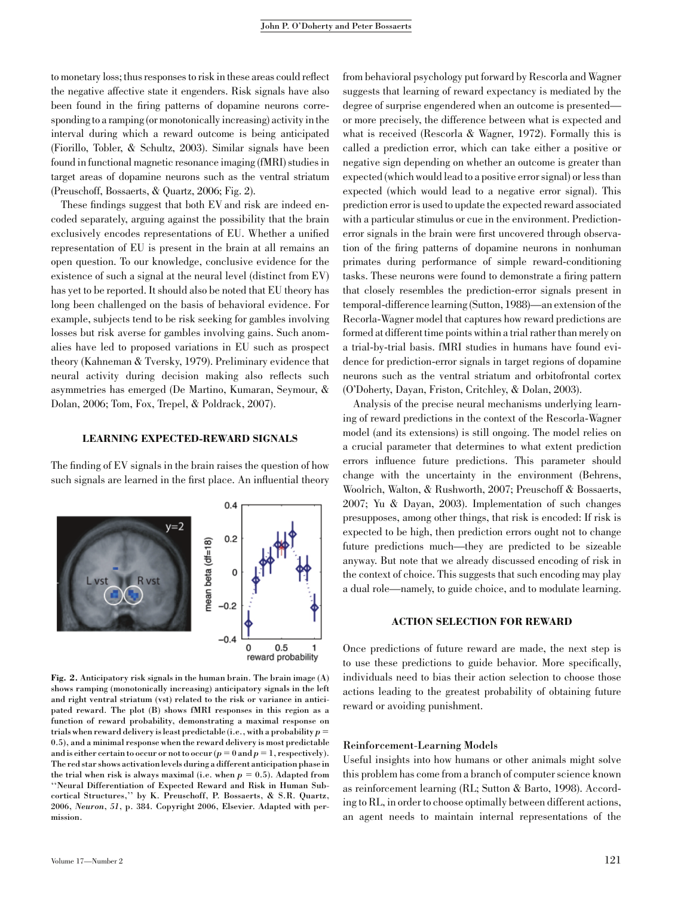to monetary loss; thus responses to risk in these areas could reflect the negative affective state it engenders. Risk signals have also been found in the firing patterns of dopamine neurons corresponding to a ramping (or monotonically increasing) activity in the interval during which a reward outcome is being anticipated (Fiorillo, Tobler, & Schultz, 2003). Similar signals have been found in functional magnetic resonance imaging (fMRI) studies in target areas of dopamine neurons such as the ventral striatum (Preuschoff, Bossaerts, & Quartz, 2006; Fig. 2).

These findings suggest that both EV and risk are indeed encoded separately, arguing against the possibility that the brain exclusively encodes representations of EU. Whether a unified representation of EU is present in the brain at all remains an open question. To our knowledge, conclusive evidence for the existence of such a signal at the neural level (distinct from EV) has yet to be reported. It should also be noted that EU theory has long been challenged on the basis of behavioral evidence. For example, subjects tend to be risk seeking for gambles involving losses but risk averse for gambles involving gains. Such anomalies have led to proposed variations in EU such as prospect theory (Kahneman & Tversky, 1979). Preliminary evidence that neural activity during decision making also reflects such asymmetries has emerged (De Martino, Kumaran, Seymour, & Dolan, 2006; Tom, Fox, Trepel, & Poldrack, 2007).

## LEARNING EXPECTED-REWARD SIGNALS

The finding of EV signals in the brain raises the question of how such signals are learned in the first place. An influential theory from behavioral psychology put forward by Rescorla and Wagner suggests that learning of reward expectancy is mediated by the degree of surprise engendered when an outcome is presented—or more precisely, the difference between what is expected and what is received (Rescorla & Wagner, 1972). Formally this is called a prediction error, which can take either a positive or negative sign depending on whether an outcome is greater than expected (which would lead to a positive error signal) or less than expected (which would lead to a negative error signal). This prediction error is used to update the expected reward associated with a particular stimulus or cue in the environment. Prediction-error signals in the brain were first uncovered through observation of the firing patterns of dopamine neurons in nonhuman primates during performance of simple reward-conditioning tasks. These neurons were found to demonstrate a firing pattern that closely resembles the prediction-error signals present in temporal-difference learning (Sutton, 1988)—an extension of the Recorla-Wagner model that captures how reward predictions are formed at different time points within a trial rather than merely on a trial-by-trial basis. fMRI studies in humans have found evidence for prediction-error signals in target regions of dopamine neurons such as the ventral striatum and orbitofrontal cortex (O'Doherty, Dayan, Friston, Critchley, & Dolan, 2003).

Analysis of the precise neural mechanisms underlying learning of reward predictions in the context of the Rescorla-Wagner model (and its extensions) is still ongoing. The model relies on a crucial parameter that determines to what extent prediction errors influence future predictions. This parameter should change with the uncertainty in the environment (Behrens, Woolrich, Walton, & Rushworth, 2007; Preuschoff & Bossaerts, 2007; Yu & Dayan, 2003). Implementation of such changes presupposes, among other things, that risk is encoded: If risk is expected to be high, then prediction errors ought not to change future predictions much—they are predicted to be sizeable anyway. But note that we already discussed encoding of risk in the context of choice. This suggests that such encoding may play a dual role—namely, to guide choice, and to modulate learning.

y=2
L vst
R vst

mean beta (df=18)
0.4
0.2
0
−0.2
−0.4
0
0.5
1
reward probability

**Fig. 2.** Anticipatory risk signals in the human brain. The brain image (A) shows ramping (monotonically increasing) anticipatory signals in the left and right ventral striatum (vst) related to the risk or variance in anticipated reward. The plot (B) shows fMRI responses in this region as a function of reward probability, demonstrating a maximal response on trials when reward delivery is least predictable (i.e., with a probability $p = 0.5$), and a minimal response when the reward delivery is most predictable and is either certain to occur or not to occur ($p = 0$ and $p = 1$, respectively). The red star shows activation levels during a different anticipation phase in the trial when risk is always maximal (i.e. when $p = 0.5$). Adapted from "Neural Differentiation of Expected Reward and Risk in Human Subcortical Structures," by K. Preuschoff, P. Bossaerts, & S.R. Quartz, 2006, *Neuron*, *51*, p. 384. Copyright 2006, Elsevier. Adapted with permission.

## ACTION SELECTION FOR REWARD

Once predictions of future reward are made, the next step is to use these predictions to guide behavior. More specifically, individuals need to bias their action selection to choose those actions leading to the greatest probability of obtaining future reward or avoiding punishment.

### Reinforcement-Learning Models

Useful insights into how humans or other animals might solve this problem has come from a branch of computer science known as reinforcement learning (RL; Sutton & Barto, 1998). According to RL, in order to choose optimally between different actions, an agent needs to maintain internal representations of the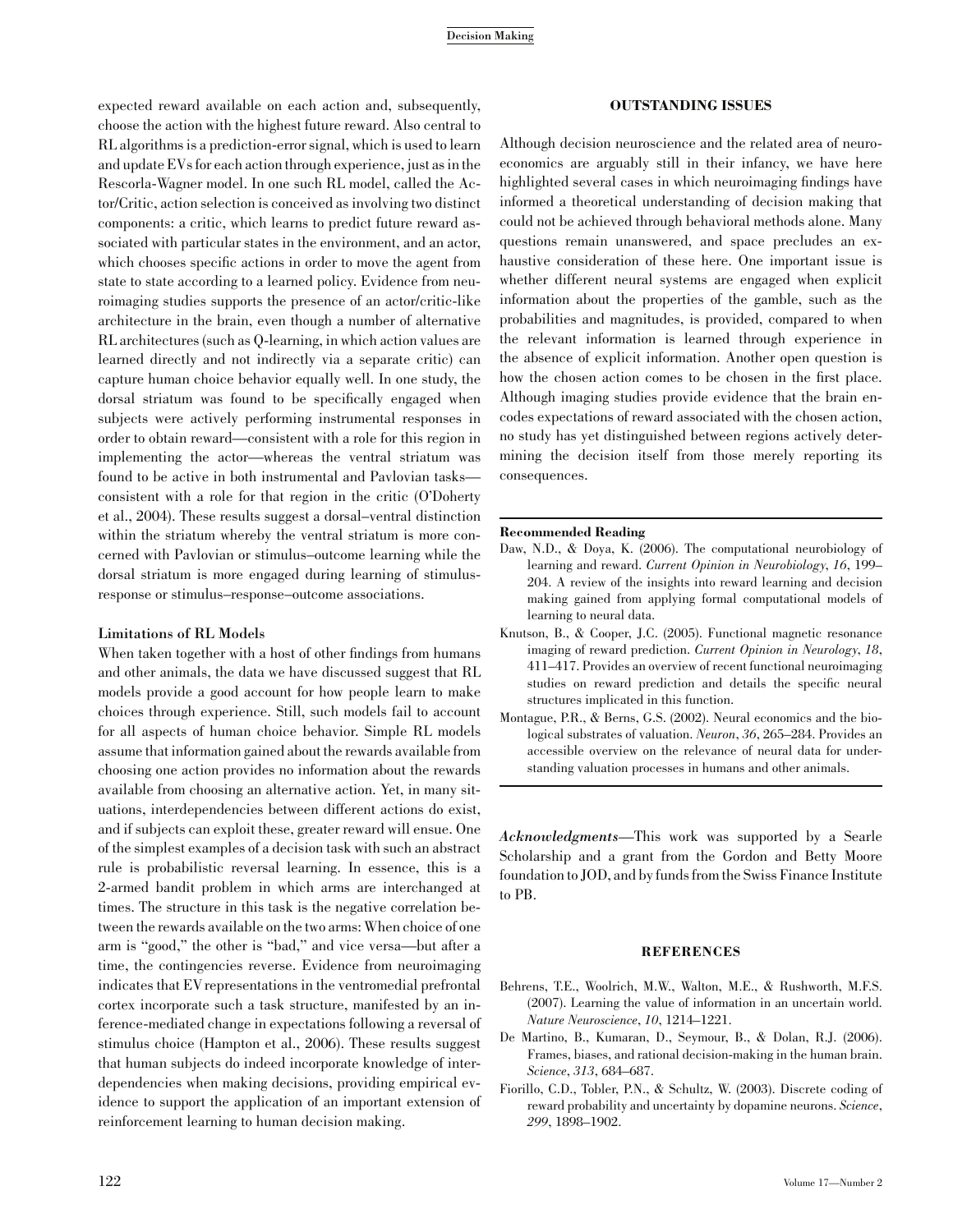expected reward available on each action and, subsequently, choose the action with the highest future reward. Also central to RL algorithms is a prediction-error signal, which is used to learn and update EVs for each action through experience, just as in the Rescorla-Wagner model. In one such RL model, called the Actor/Critic, action selection is conceived as involving two distinct components: a critic, which learns to predict future reward associated with particular states in the environment, and an actor, which chooses specific actions in order to move the agent from state to state according to a learned policy. Evidence from neuroimaging studies supports the presence of an actor/critic-like architecture in the brain, even though a number of alternative RL architectures (such as Q-learning, in which action values are learned directly and not indirectly via a separate critic) can capture human choice behavior equally well. In one study, the dorsal striatum was found to be specifically engaged when subjects were actively performing instrumental responses in order to obtain reward—consistent with a role for this region in implementing the actor—whereas the ventral striatum was found to be active in both instrumental and Pavlovian tasks—consistent with a role for that region in the critic (O'Doherty et al., 2004). These results suggest a dorsal–ventral distinction within the striatum whereby the ventral striatum is more concerned with Pavlovian or stimulus–outcome learning while the dorsal striatum is more engaged during learning of stimulus-response or stimulus–response–outcome associations.

### Limitations of RL Models

When taken together with a host of other findings from humans and other animals, the data we have discussed suggest that RL models provide a good account for how people learn to make choices through experience. Still, such models fail to account for all aspects of human choice behavior. Simple RL models assume that information gained about the rewards available from choosing one action provides no information about the rewards available from choosing an alternative action. Yet, in many situations, interdependencies between different actions do exist, and if subjects can exploit these, greater reward will ensue. One of the simplest examples of a decision task with such an abstract rule is probabilistic reversal learning. In essence, this is a 2-armed bandit problem in which arms are interchanged at times. The structure in this task is the negative correlation between the rewards available on the two arms: When choice of one arm is "good," the other is "bad," and vice versa—but after a time, the contingencies reverse. Evidence from neuroimaging indicates that EV representations in the ventromedial prefrontal cortex incorporate such a task structure, manifested by an inference-mediated change in expectations following a reversal of stimulus choice (Hampton et al., 2006). These results suggest that human subjects do indeed incorporate knowledge of interdependencies when making decisions, providing empirical evidence to support the application of an important extension of reinforcement learning to human decision making.

## OUTSTANDING ISSUES

Although decision neuroscience and the related area of neuroeconomics are arguably still in their infancy, we have here highlighted several cases in which neuroimaging findings have informed a theoretical understanding of decision making that could not be achieved through behavioral methods alone. Many questions remain unanswered, and space precludes an exhaustive consideration of these here. One important issue is whether different neural systems are engaged when explicit information about the properties of the gamble, such as the probabilities and magnitudes, is provided, compared to when the relevant information is learned through experience in the absence of explicit information. Another open question is how the chosen action comes to be chosen in the first place. Although imaging studies provide evidence that the brain encodes expectations of reward associated with the chosen action, no study has yet distinguished between regions actively determining the decision itself from those merely reporting its consequences.

**Recommended Reading**

Daw, N.D., & Doya, K. (2006). The computational neurobiology of learning and reward. *Current Opinion in Neurobiology*, *16*, 199–204. A review of the insights into reward learning and decision making gained from applying formal computational models of learning to neural data.

Knutson, B., & Cooper, J.C. (2005). Functional magnetic resonance imaging of reward prediction. *Current Opinion in Neurology*, *18*, 411–417. Provides an overview of recent functional neuroimaging studies on reward prediction and details the specific neural structures implicated in this function.

Montague, P.R., & Berns, G.S. (2002). Neural economics and the biological substrates of valuation. *Neuron*, *36*, 265–284. Provides an accessible overview on the relevance of neural data for understanding valuation processes in humans and other animals.

***Acknowledgments***—This work was supported by a Searle Scholarship and a grant from the Gordon and Betty Moore foundation to JOD, and by funds from the Swiss Finance Institute to PB.

## REFERENCES

Behrens, T.E., Woolrich, M.W., Walton, M.E., & Rushworth, M.F.S. (2007). Learning the value of information in an uncertain world. *Nature Neuroscience*, *10*, 1214–1221.

De Martino, B., Kumaran, D., Seymour, B., & Dolan, R.J. (2006). Frames, biases, and rational decision-making in the human brain. *Science*, *313*, 684–687.

Fiorillo, C.D., Tobler, P.N., & Schultz, W. (2003). Discrete coding of reward probability and uncertainty by dopamine neurons. *Science*, *299*, 1898–1902.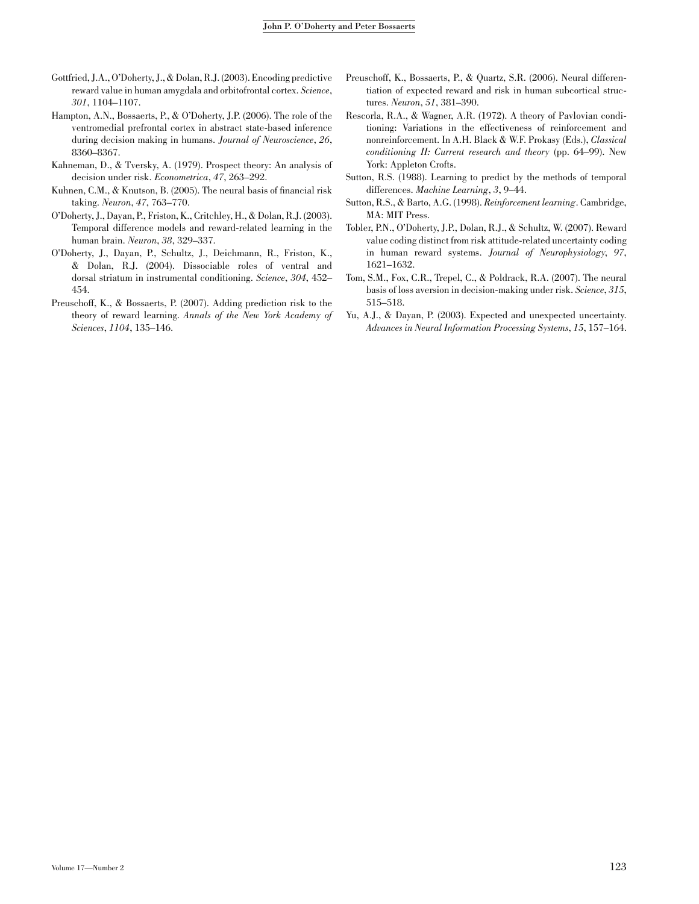Gottfried, J.A., O'Doherty, J., & Dolan, R.J. (2003). Encoding predictive reward value in human amygdala and orbitofrontal cortex. *Science*, *301*, 1104–1107.

Hampton, A.N., Bossaerts, P., & O'Doherty, J.P. (2006). The role of the ventromedial prefrontal cortex in abstract state-based inference during decision making in humans. *Journal of Neuroscience*, *26*, 8360–8367.

Kahneman, D., & Tversky, A. (1979). Prospect theory: An analysis of decision under risk. *Econometrica*, *47*, 263–292.

Kuhnen, C.M., & Knutson, B. (2005). The neural basis of financial risk taking. *Neuron*, *47*, 763–770.

O'Doherty, J., Dayan, P., Friston, K., Critchley, H., & Dolan, R.J. (2003). Temporal difference models and reward-related learning in the human brain. *Neuron*, *38*, 329–337.

O'Doherty, J., Dayan, P., Schultz, J., Deichmann, R., Friston, K., & Dolan, R.J. (2004). Dissociable roles of ventral and dorsal striatum in instrumental conditioning. *Science*, *304*, 452–454.

Preuschoff, K., & Bossaerts, P. (2007). Adding prediction risk to the theory of reward learning. *Annals of the New York Academy of Sciences*, *1104*, 135–146.

Preuschoff, K., Bossaerts, P., & Quartz, S.R. (2006). Neural differentiation of expected reward and risk in human subcortical structures. *Neuron*, *51*, 381–390.

Rescorla, R.A., & Wagner, A.R. (1972). A theory of Pavlovian conditioning: Variations in the effectiveness of reinforcement and nonreinforcement. In A.H. Black & W.F. Prokasy (Eds.), *Classical conditioning II: Current research and theory* (pp. 64–99). New York: Appleton Crofts.

Sutton, R.S. (1988). Learning to predict by the methods of temporal differences. *Machine Learning*, *3*, 9–44.

Sutton, R.S., & Barto, A.G. (1998). *Reinforcement learning*. Cambridge, MA: MIT Press.

Tobler, P.N., O'Doherty, J.P., Dolan, R.J., & Schultz, W. (2007). Reward value coding distinct from risk attitude-related uncertainty coding in human reward systems. *Journal of Neurophysiology*, *97*, 1621–1632.

Tom, S.M., Fox, C.R., Trepel, C., & Poldrack, R.A. (2007). The neural basis of loss aversion in decision-making under risk. *Science*, *315*, 515–518.

Yu, A.J., & Dayan, P. (2003). Expected and unexpected uncertainty. *Advances in Neural Information Processing Systems*, *15*, 157–164.